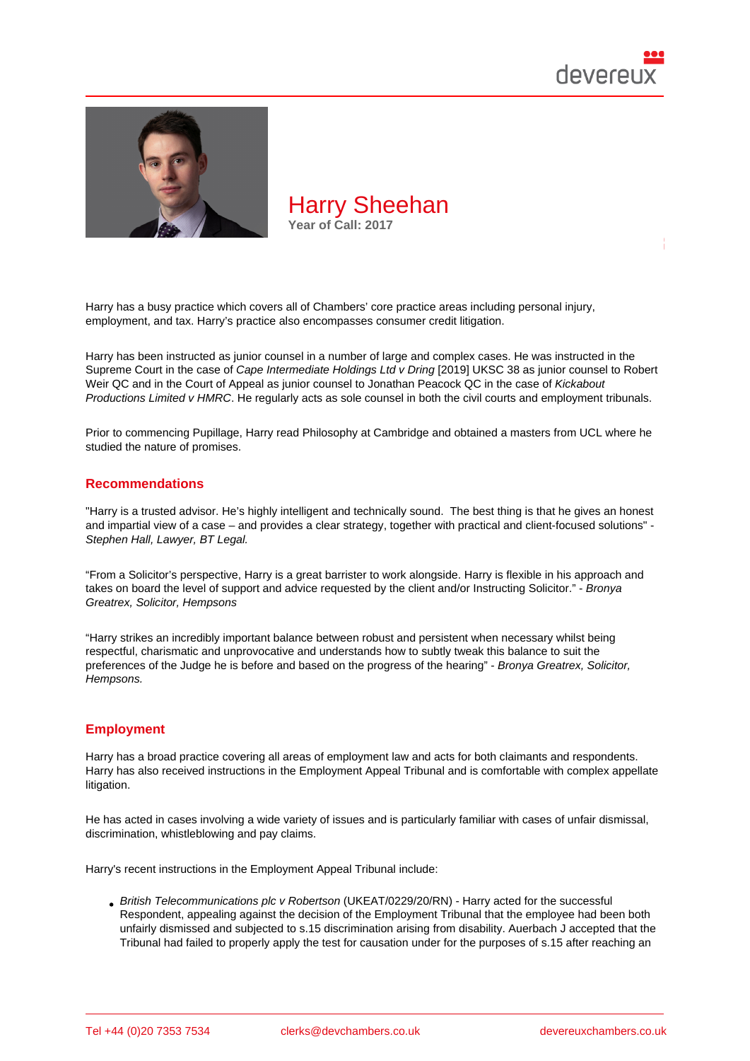# Harry Sheehan

**Year of Call: 2017**

Harry has a busy practice which covers all of Chambers' core practice areas including personal injury, employment, and tax. Harry's practice also encompasses consumer credit litigation.

Harry has been instructed as junior counsel in a number of large and complex cases. He was instructed in the Supreme Court in the case of *Cape Intermediate Holdings Ltd v Dring* [2019] UKSC 38 as junior counsel to Robert Weir QC and in the Court of Appeal as junior counsel to Jonathan Peacock QC in the case of *Kickabout Productions Limited v HMRC*. He regularly acts as sole counsel in both the civil courts and employment tribunals.

Prior to commencing Pupillage, Harry read Philosophy at Cambridge and obtained a masters from UCL where he studied the nature of promises.

## Recommendations

"Harry is a trusted advisor. He's highly intelligent and technically sound. The best thing is that he gives an honest and impartial view of a case – and provides a clear strategy, together with practical and client-focused solutions" - *Stephen Hall, Lawyer, BT Legal.*

"From a Solicitor's perspective, Harry is a great barrister to work alongside. Harry is flexible in his approach and takes on board the level of support and advice requested by the client and/or Instructing Solicitor." - *Bronya Greatrex, Solicitor, Hempsons*

"Harry strikes an incredibly important balance between robust and persistent when necessary whilst being respectful, charismatic and unprovocative and understands how to subtly tweak this balance to suit the preferences of the Judge he is before and based on the progress of the hearing" - *Bronya Greatrex, Solicitor, Hempsons.*

## Employment

Harry has a broad practice covering all areas of employment law and acts for both claimants and respondents. Harry has also received instructions in the Employment Appeal Tribunal and is comfortable with complex appellate litigation.

He has acted in cases involving a wide variety of issues and is particularly familiar with cases of unfair dismissal, discrimination, whistleblowing and pay claims.

Harry's recent instructions in the Employment Appeal Tribunal include:

- *British Telecommunications plc v Robertson* (UKEAT/0229/20/RN) - Harry acted for the successful Respondent, appealing against the decision of the Employment Tribunal that the employee had been both unfairly dismissed and subjected to s.15 discrimination arising from disability. Auerbach J accepted that the Tribunal had failed to properly apply the test for causation under for the purposes of s.15 after reaching an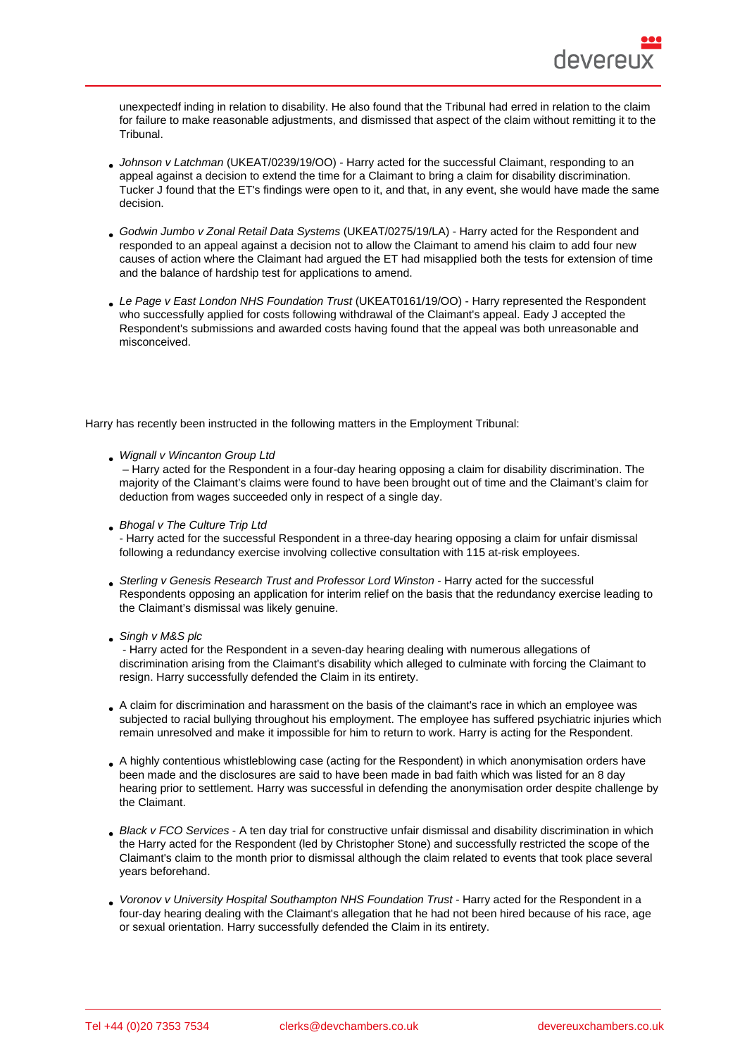unexpectedf inding in relation to disability. He also found that the Tribunal had erred in relation to the claim for failure to make reasonable adjustments, and dismissed that aspect of the claim without remitting it to the Tribunal.

- *Johnson v Latchman* (UKEAT/0239/19/OO) - Harry acted for the successful Claimant, responding to an appeal against a decision to extend the time for a Claimant to bring a claim for disability discrimination. Tucker J found that the ET's findings were open to it, and that, in any event, she would have made the same decision.

- *Godwin Jumbo v Zonal Retail Data Systems* (UKEAT/0275/19/LA) - Harry acted for the Respondent and responded to an appeal against a decision not to allow the Claimant to amend his claim to add four new causes of action where the Claimant had argued the ET had misapplied both the tests for extension of time and the balance of hardship test for applications to amend.

- *Le Page v East London NHS Foundation Trust* (UKEAT0161/19/OO) - Harry represented the Respondent who successfully applied for costs following withdrawal of the Claimant's appeal. Eady J accepted the Respondent's submissions and awarded costs having found that the appeal was both unreasonable and misconceived.

Harry has recently been instructed in the following matters in the Employment Tribunal:

- *Wignall v Wincanton Group Ltd*
 – Harry acted for the Respondent in a four-day hearing opposing a claim for disability discrimination. The majority of the Claimant's claims were found to have been brought out of time and the Claimant's claim for deduction from wages succeeded only in respect of a single day.

- *Bhogal v The Culture Trip Ltd*
 - Harry acted for the successful Respondent in a three-day hearing opposing a claim for unfair dismissal following a redundancy exercise involving collective consultation with 115 at-risk employees.

- *Sterling v Genesis Research Trust and Professor Lord Winston* - Harry acted for the successful Respondents opposing an application for interim relief on the basis that the redundancy exercise leading to the Claimant's dismissal was likely genuine.

- *Singh v M&S plc*
 - Harry acted for the Respondent in a seven-day hearing dealing with numerous allegations of discrimination arising from the Claimant's disability which alleged to culminate with forcing the Claimant to resign. Harry successfully defended the Claim in its entirety.

- A claim for discrimination and harassment on the basis of the claimant's race in which an employee was subjected to racial bullying throughout his employment. The employee has suffered psychiatric injuries which remain unresolved and make it impossible for him to return to work. Harry is acting for the Respondent.

- A highly contentious whistleblowing case (acting for the Respondent) in which anonymisation orders have been made and the disclosures are said to have been made in bad faith which was listed for an 8 day hearing prior to settlement. Harry was successful in defending the anonymisation order despite challenge by the Claimant.

- *Black v FCO Services* - A ten day trial for constructive unfair dismissal and disability discrimination in which the Harry acted for the Respondent (led by Christopher Stone) and successfully restricted the scope of the Claimant's claim to the month prior to dismissal although the claim related to events that took place several years beforehand.

- *Voronov v University Hospital Southampton NHS Foundation Trust* - Harry acted for the Respondent in a four-day hearing dealing with the Claimant's allegation that he had not been hired because of his race, age or sexual orientation. Harry successfully defended the Claim in its entirety.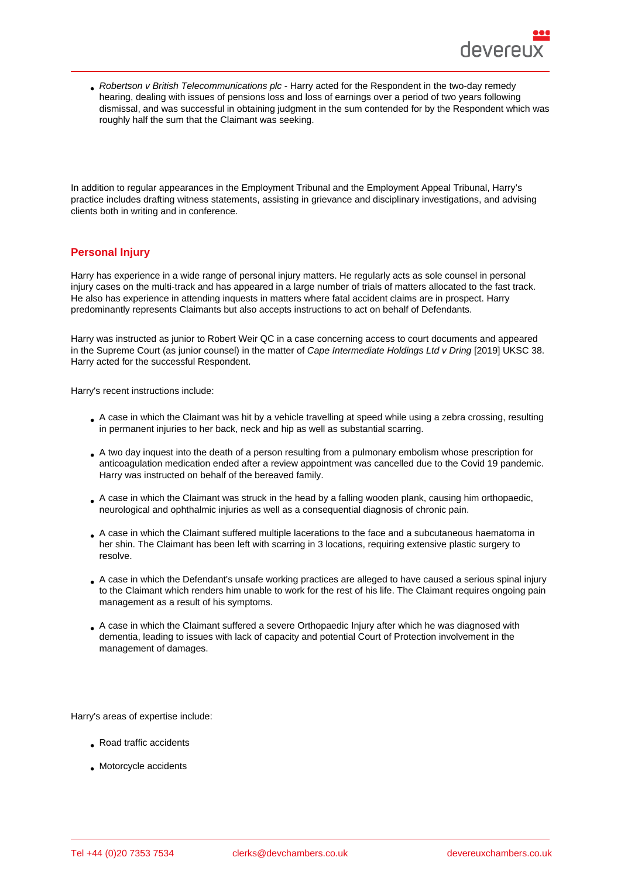- *Robertson v British Telecommunications plc* - Harry acted for the Respondent in the two-day remedy hearing, dealing with issues of pensions loss and loss of earnings over a period of two years following dismissal, and was successful in obtaining judgment in the sum contended for by the Respondent which was roughly half the sum that the Claimant was seeking.

In addition to regular appearances in the Employment Tribunal and the Employment Appeal Tribunal, Harry's practice includes drafting witness statements, assisting in grievance and disciplinary investigations, and advising clients both in writing and in conference.

## Personal Injury

Harry has experience in a wide range of personal injury matters. He regularly acts as sole counsel in personal injury cases on the multi-track and has appeared in a large number of trials of matters allocated to the fast track. He also has experience in attending inquests in matters where fatal accident claims are in prospect. Harry predominantly represents Claimants but also accepts instructions to act on behalf of Defendants.

Harry was instructed as junior to Robert Weir QC in a case concerning access to court documents and appeared in the Supreme Court (as junior counsel) in the matter of *Cape Intermediate Holdings Ltd v Dring* [2019] UKSC 38. Harry acted for the successful Respondent.

Harry's recent instructions include:

- A case in which the Claimant was hit by a vehicle travelling at speed while using a zebra crossing, resulting in permanent injuries to her back, neck and hip as well as substantial scarring.
- A two day inquest into the death of a person resulting from a pulmonary embolism whose prescription for anticoagulation medication ended after a review appointment was cancelled due to the Covid 19 pandemic. Harry was instructed on behalf of the bereaved family.
- A case in which the Claimant was struck in the head by a falling wooden plank, causing him orthopaedic, neurological and ophthalmic injuries as well as a consequential diagnosis of chronic pain.
- A case in which the Claimant suffered multiple lacerations to the face and a subcutaneous haematoma in her shin. The Claimant has been left with scarring in 3 locations, requiring extensive plastic surgery to resolve.
- A case in which the Defendant's unsafe working practices are alleged to have caused a serious spinal injury to the Claimant which renders him unable to work for the rest of his life. The Claimant requires ongoing pain management as a result of his symptoms.
- A case in which the Claimant suffered a severe Orthopaedic Injury after which he was diagnosed with dementia, leading to issues with lack of capacity and potential Court of Protection involvement in the management of damages.

Harry's areas of expertise include:

- Road traffic accidents
- Motorcycle accidents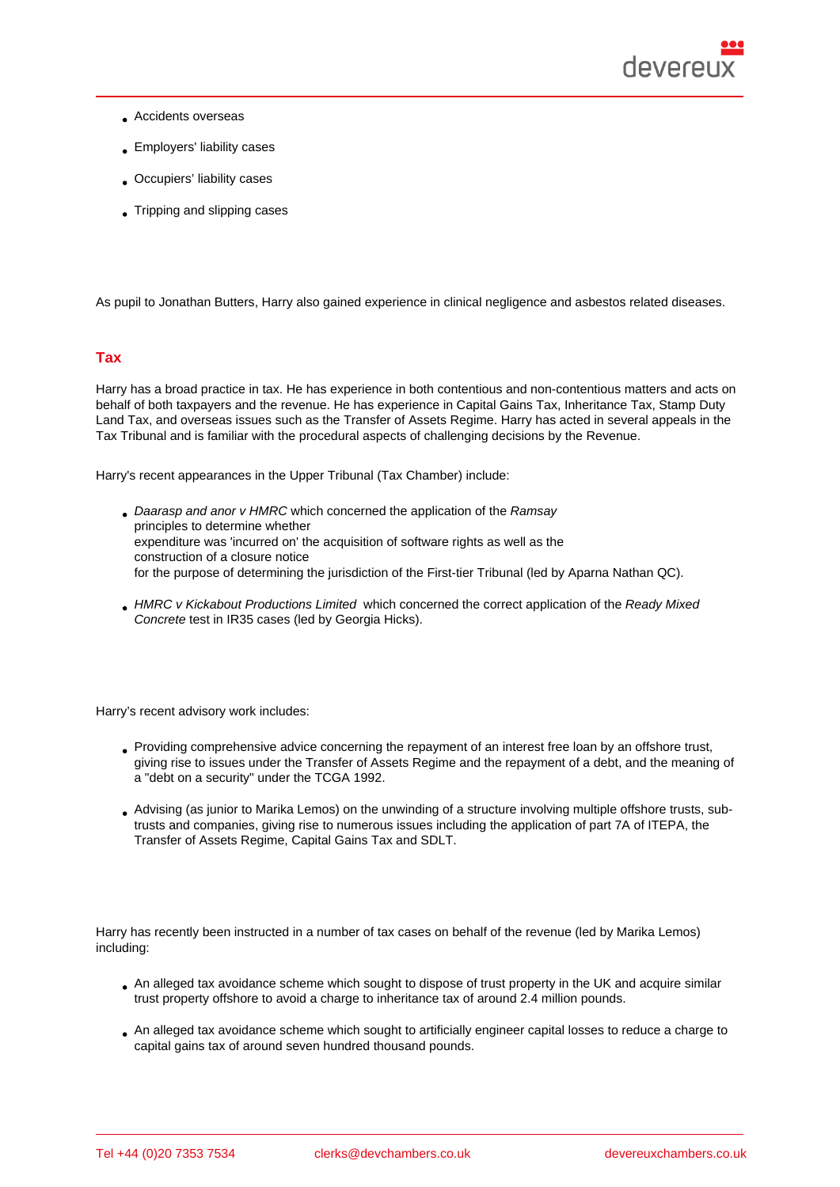- Accidents overseas
- Employers' liability cases
- Occupiers' liability cases
- Tripping and slipping cases

As pupil to Jonathan Butters, Harry also gained experience in clinical negligence and asbestos related diseases.

## Tax

Harry has a broad practice in tax. He has experience in both contentious and non-contentious matters and acts on behalf of both taxpayers and the revenue. He has experience in Capital Gains Tax, Inheritance Tax, Stamp Duty Land Tax, and overseas issues such as the Transfer of Assets Regime. Harry has acted in several appeals in the Tax Tribunal and is familiar with the procedural aspects of challenging decisions by the Revenue.

Harry's recent appearances in the Upper Tribunal (Tax Chamber) include:

- *Daarasp and anor v HMRC* which concerned the application of the *Ramsay* principles to determine whether expenditure was 'incurred on' the acquisition of software rights as well as the construction of a closure notice for the purpose of determining the jurisdiction of the First-tier Tribunal (led by Aparna Nathan QC).
- *HMRC v Kickabout Productions Limited* which concerned the correct application of the *Ready Mixed Concrete* test in IR35 cases (led by Georgia Hicks).

Harry's recent advisory work includes:

- Providing comprehensive advice concerning the repayment of an interest free loan by an offshore trust, giving rise to issues under the Transfer of Assets Regime and the repayment of a debt, and the meaning of a "debt on a security" under the TCGA 1992.
- Advising (as junior to Marika Lemos) on the unwinding of a structure involving multiple offshore trusts, sub-trusts and companies, giving rise to numerous issues including the application of part 7A of ITEPA, the Transfer of Assets Regime, Capital Gains Tax and SDLT.

Harry has recently been instructed in a number of tax cases on behalf of the revenue (led by Marika Lemos) including:

- An alleged tax avoidance scheme which sought to dispose of trust property in the UK and acquire similar trust property offshore to avoid a charge to inheritance tax of around 2.4 million pounds.
- An alleged tax avoidance scheme which sought to artificially engineer capital losses to reduce a charge to capital gains tax of around seven hundred thousand pounds.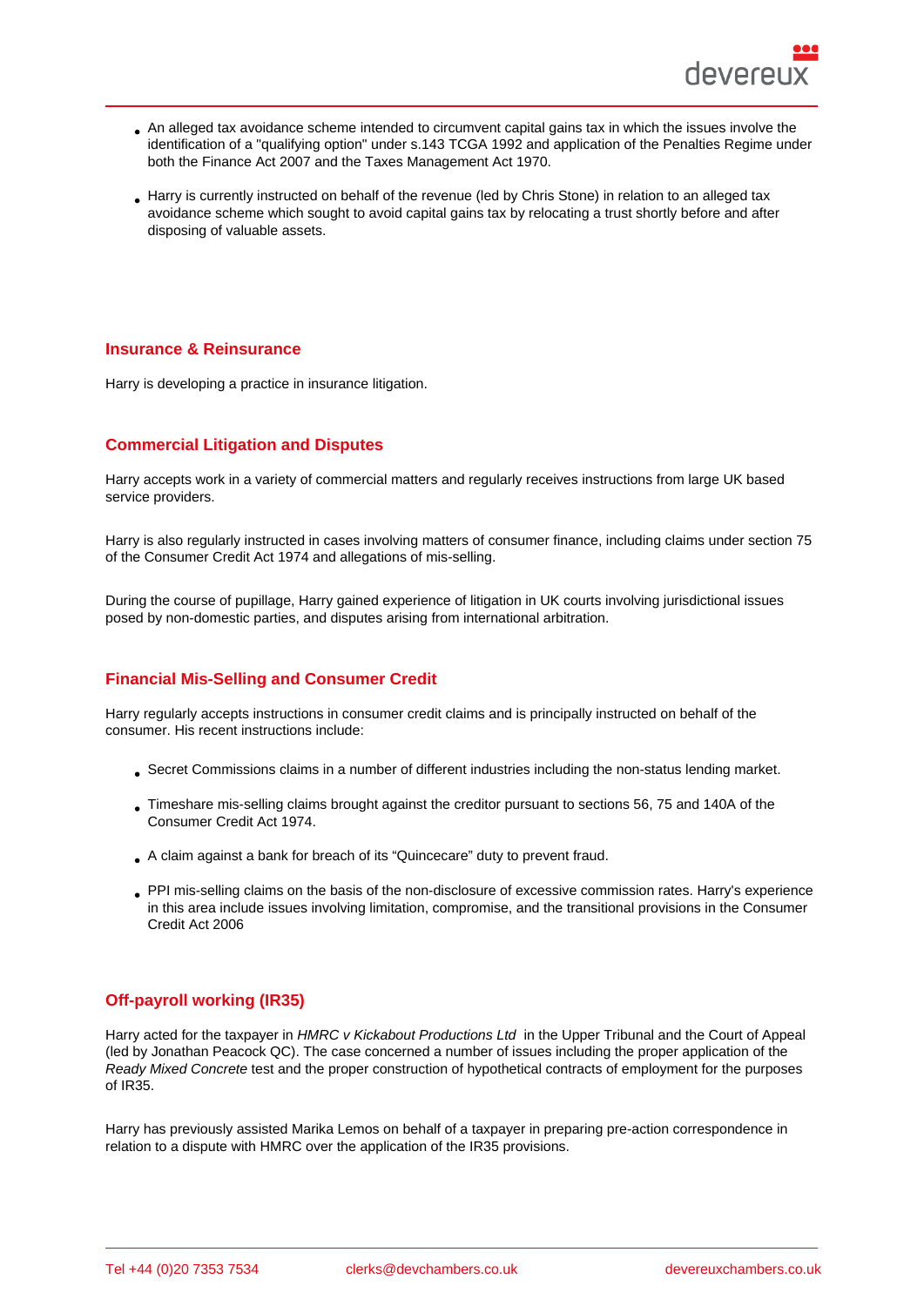- An alleged tax avoidance scheme intended to circumvent capital gains tax in which the issues involve the identification of a "qualifying option" under s.143 TCGA 1992 and application of the Penalties Regime under both the Finance Act 2007 and the Taxes Management Act 1970.
- Harry is currently instructed on behalf of the revenue (led by Chris Stone) in relation to an alleged tax avoidance scheme which sought to avoid capital gains tax by relocating a trust shortly before and after disposing of valuable assets.

## Insurance & Reinsurance

Harry is developing a practice in insurance litigation.

## Commercial Litigation and Disputes

Harry accepts work in a variety of commercial matters and regularly receives instructions from large UK based service providers.

Harry is also regularly instructed in cases involving matters of consumer finance, including claims under section 75 of the Consumer Credit Act 1974 and allegations of mis-selling.

During the course of pupillage, Harry gained experience of litigation in UK courts involving jurisdictional issues posed by non-domestic parties, and disputes arising from international arbitration.

## Financial Mis-Selling and Consumer Credit

Harry regularly accepts instructions in consumer credit claims and is principally instructed on behalf of the consumer. His recent instructions include:

- Secret Commissions claims in a number of different industries including the non-status lending market.
- Timeshare mis-selling claims brought against the creditor pursuant to sections 56, 75 and 140A of the Consumer Credit Act 1974.
- A claim against a bank for breach of its "Quincecare" duty to prevent fraud.
- PPI mis-selling claims on the basis of the non-disclosure of excessive commission rates. Harry's experience in this area include issues involving limitation, compromise, and the transitional provisions in the Consumer Credit Act 2006

## Off-payroll working (IR35)

Harry acted for the taxpayer in *HMRC v Kickabout Productions Ltd* in the Upper Tribunal and the Court of Appeal (led by Jonathan Peacock QC). The case concerned a number of issues including the proper application of the *Ready Mixed Concrete* test and the proper construction of hypothetical contracts of employment for the purposes of IR35.

Harry has previously assisted Marika Lemos on behalf of a taxpayer in preparing pre-action correspondence in relation to a dispute with HMRC over the application of the IR35 provisions.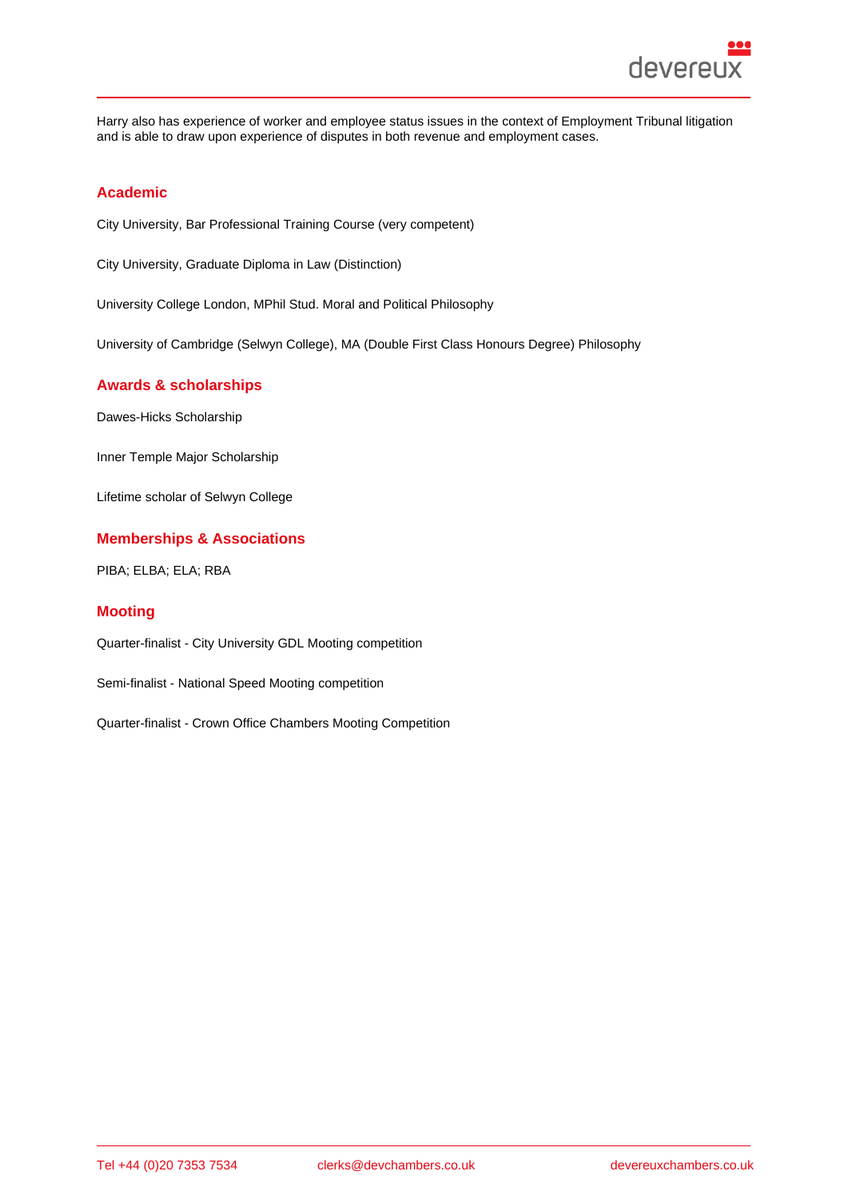Harry also has experience of worker and employee status issues in the context of Employment Tribunal litigation and is able to draw upon experience of disputes in both revenue and employment cases.

## Academic

City University, Bar Professional Training Course (very competent)

City University, Graduate Diploma in Law (Distinction)

University College London, MPhil Stud. Moral and Political Philosophy

University of Cambridge (Selwyn College), MA (Double First Class Honours Degree) Philosophy

## Awards & scholarships

Dawes-Hicks Scholarship

Inner Temple Major Scholarship

Lifetime scholar of Selwyn College

## Memberships & Associations

PIBA; ELBA; ELA; RBA

## Mooting

Quarter-finalist - City University GDL Mooting competition

Semi-finalist - National Speed Mooting competition

Quarter-finalist - Crown Office Chambers Mooting Competition